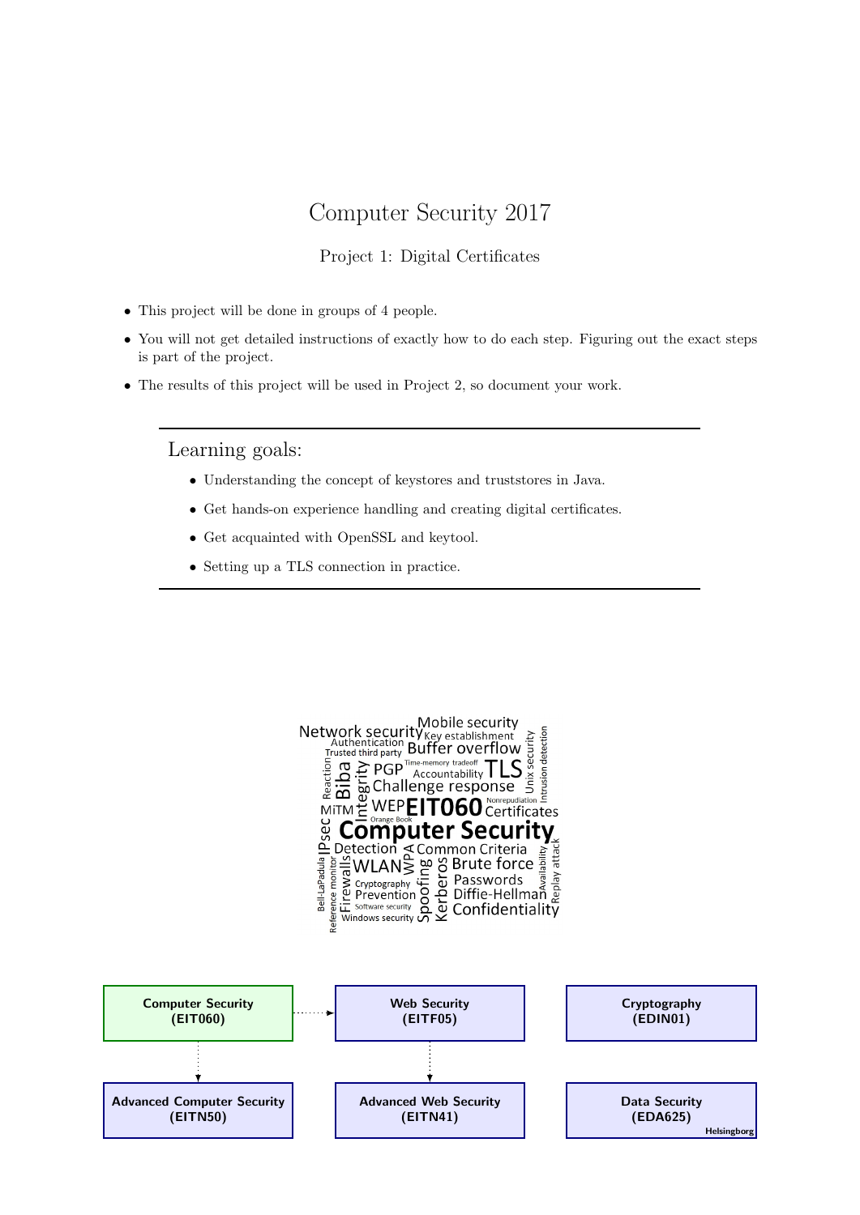# Computer Security 2017

## Project 1: Digital Certificates

- This project will be done in groups of 4 people.
- You will not get detailed instructions of exactly how to do each step. Figuring out the exact steps is part of the project.
- The results of this project will be used in Project 2, so document your work.

---

### Learning goals:

- Understanding the concept of keystores and truststores in Java.
- Get hands-on experience handling and creating digital certificates.
- Get acquainted with OpenSSL and keytool.
- Setting up a TLS connection in practice.

---

**Computer Security (EIT060)**

**Web Security (EITF05)**

**Cryptography (EDIN01)**

**Advanced Computer Security (EITN50)**

**Advanced Web Security (EITN41)**

**Data Security (EDA625)** Helsingborg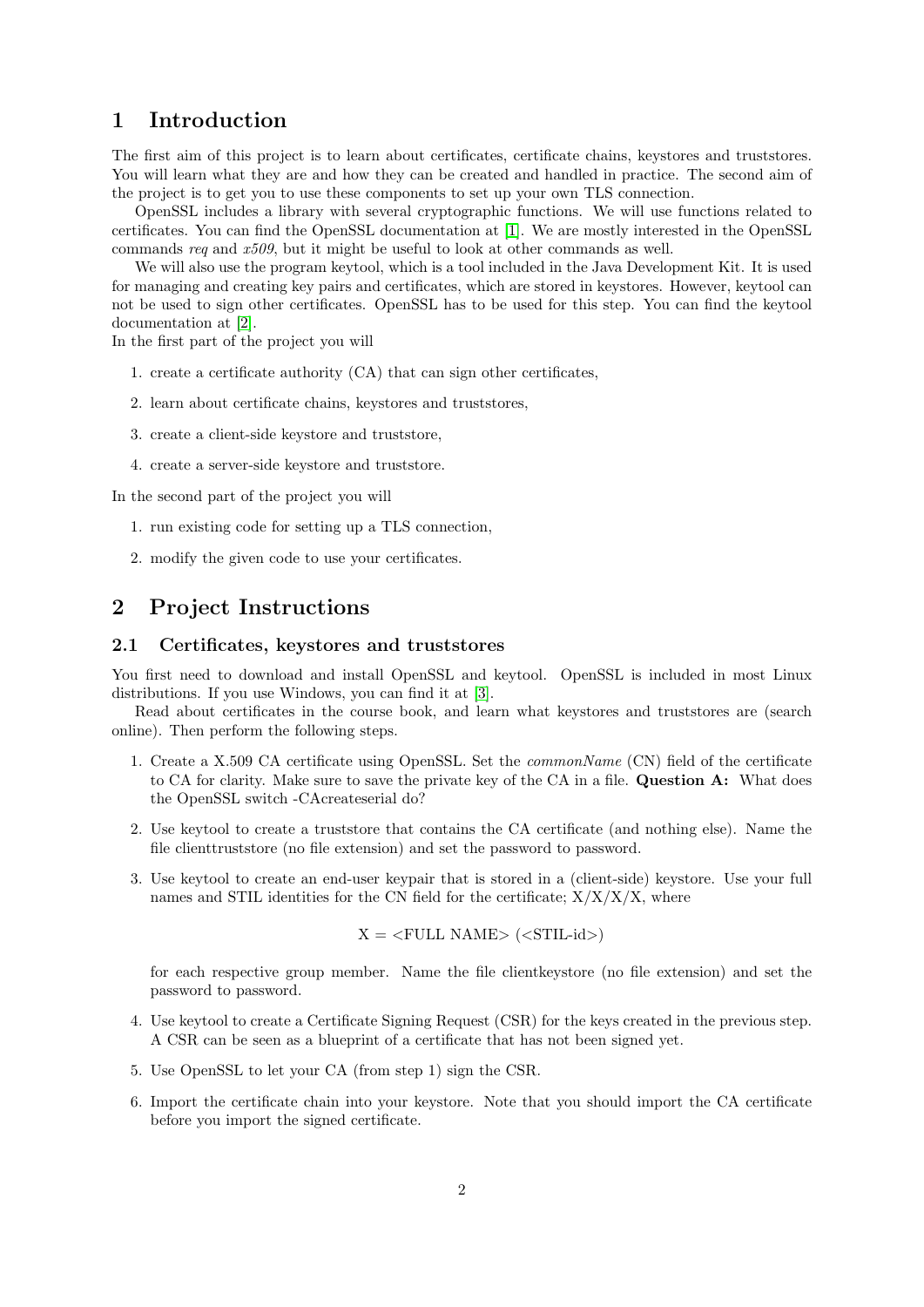# 1 Introduction

The first aim of this project is to learn about certificates, certificate chains, keystores and truststores. You will learn what they are and how they can be created and handled in practice. The second aim of the project is to get you to use these components to set up your own TLS connection.

OpenSSL includes a library with several cryptographic functions. We will use functions related to certificates. You can find the OpenSSL documentation at [1]. We are mostly interested in the OpenSSL commands *req* and *x509*, but it might be useful to look at other commands as well.

We will also use the program keytool, which is a tool included in the Java Development Kit. It is used for managing and creating key pairs and certificates, which are stored in keystores. However, keytool can not be used to sign other certificates. OpenSSL has to be used for this step. You can find the keytool documentation at [2].

In the first part of the project you will

1. create a certificate authority (CA) that can sign other certificates,
2. learn about certificate chains, keystores and truststores,
3. create a client-side keystore and truststore,
4. create a server-side keystore and truststore.

In the second part of the project you will

1. run existing code for setting up a TLS connection,
2. modify the given code to use your certificates.

# 2 Project Instructions

## 2.1 Certificates, keystores and truststores

You first need to download and install OpenSSL and keytool. OpenSSL is included in most Linux distributions. If you use Windows, you can find it at [3].

Read about certificates in the course book, and learn what keystores and truststores are (search online). Then perform the following steps.

1. Create a X.509 CA certificate using OpenSSL. Set the *commonName* (CN) field of the certificate to CA for clarity. Make sure to save the private key of the CA in a file. **Question A:** What does the OpenSSL switch -CAcreateserial do?
2. Use keytool to create a truststore that contains the CA certificate (and nothing else). Name the file clienttruststore (no file extension) and set the password to password.
3. Use keytool to create an end-user keypair that is stored in a (client-side) keystore. Use your full names and STIL identities for the CN field for the certificate; X/X/X/X, where

   X = <FULL NAME> (<STIL-id>)

   for each respective group member. Name the file clientkeystore (no file extension) and set the password to password.
4. Use keytool to create a Certificate Signing Request (CSR) for the keys created in the previous step. A CSR can be seen as a blueprint of a certificate that has not been signed yet.
5. Use OpenSSL to let your CA (from step 1) sign the CSR.
6. Import the certificate chain into your keystore. Note that you should import the CA certificate before you import the signed certificate.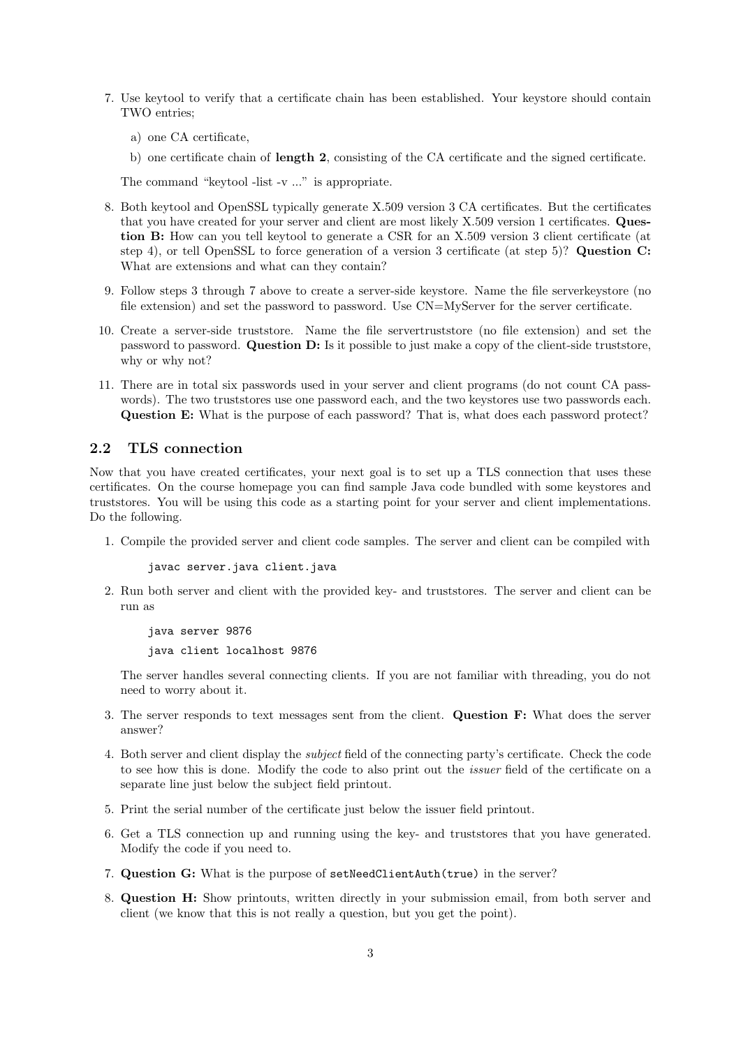7. Use keytool to verify that a certificate chain has been established. Your keystore should contain TWO entries;

   a) one CA certificate,

   b) one certificate chain of **length 2**, consisting of the CA certificate and the signed certificate.

   The command "keytool -list -v ..." is appropriate.

8. Both keytool and OpenSSL typically generate X.509 version 3 CA certificates. But the certificates that you have created for your server and client are most likely X.509 version 1 certificates. **Question B:** How can you tell keytool to generate a CSR for an X.509 version 3 client certificate (at step 4), or tell OpenSSL to force generation of a version 3 certificate (at step 5)? **Question C:** What are extensions and what can they contain?

9. Follow steps 3 through 7 above to create a server-side keystore. Name the file serverkeystore (no file extension) and set the password to password. Use CN=MyServer for the server certificate.

10. Create a server-side truststore. Name the file servertruststore (no file extension) and set the password to password. **Question D:** Is it possible to just make a copy of the client-side truststore, why or why not?

11. There are in total six passwords used in your server and client programs (do not count CA passwords). The two truststores use one password each, and the two keystores use two passwords each. **Question E:** What is the purpose of each password? That is, what does each password protect?

## 2.2 TLS connection

Now that you have created certificates, your next goal is to set up a TLS connection that uses these certificates. On the course homepage you can find sample Java code bundled with some keystores and truststores. You will be using this code as a starting point for your server and client implementations. Do the following.

1. Compile the provided server and client code samples. The server and client can be compiled with

   ```
   javac server.java client.java
   ```

2. Run both server and client with the provided key- and truststores. The server and client can be run as

   ```
   java server 9876
   java client localhost 9876
   ```

   The server handles several connecting clients. If you are not familiar with threading, you do not need to worry about it.

3. The server responds to text messages sent from the client. **Question F:** What does the server answer?

4. Both server and client display the *subject* field of the connecting party's certificate. Check the code to see how this is done. Modify the code to also print out the *issuer* field of the certificate on a separate line just below the subject field printout.

5. Print the serial number of the certificate just below the issuer field printout.

6. Get a TLS connection up and running using the key- and truststores that you have generated. Modify the code if you need to.

7. **Question G:** What is the purpose of `setNeedClientAuth(true)` in the server?

8. **Question H:** Show printouts, written directly in your submission email, from both server and client (we know that this is not really a question, but you get the point).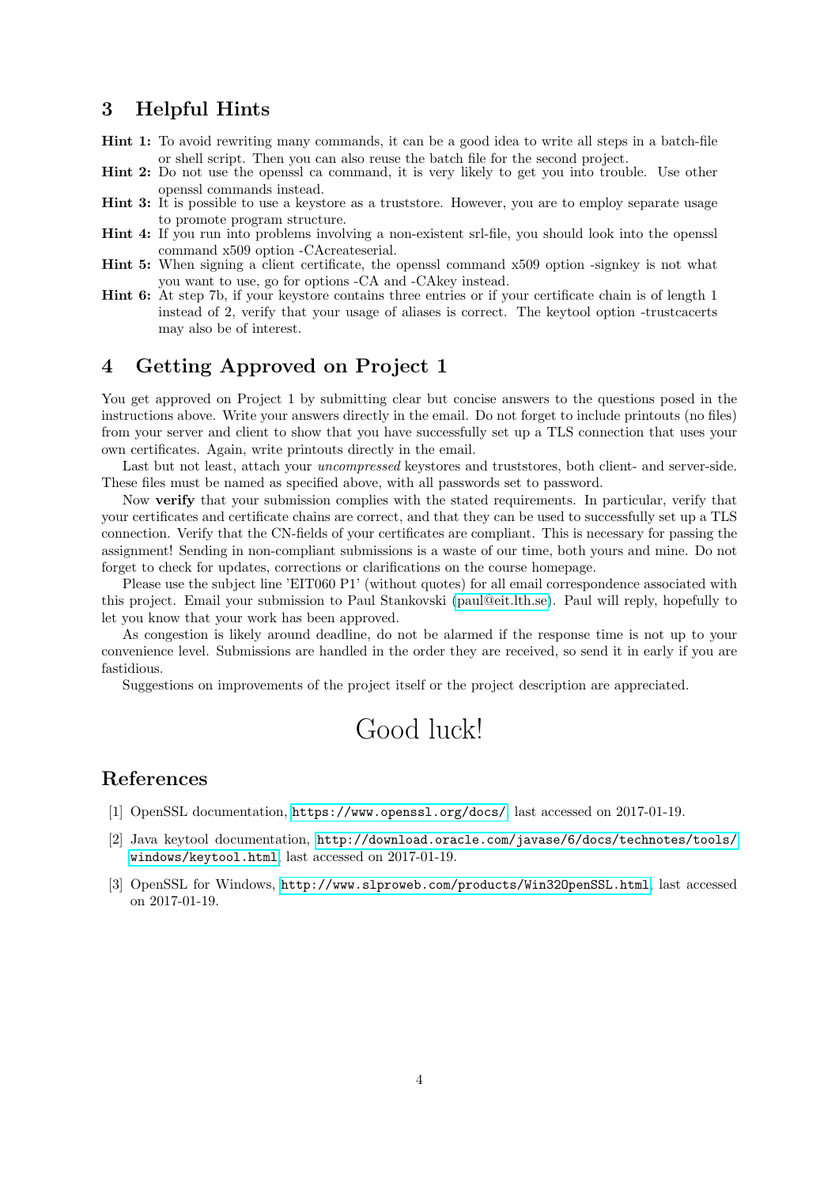## 3 Helpful Hints

**Hint 1:** To avoid rewriting many commands, it can be a good idea to write all steps in a batch-file or shell script. Then you can also reuse the batch file for the second project.

**Hint 2:** Do not use the openssl ca command, it is very likely to get you into trouble. Use other openssl commands instead.

**Hint 3:** It is possible to use a keystore as a truststore. However, you are to employ separate usage to promote program structure.

**Hint 4:** If you run into problems involving a non-existent srl-file, you should look into the openssl command x509 option -CAcreateserial.

**Hint 5:** When signing a client certificate, the openssl command x509 option -signkey is not what you want to use, go for options -CA and -CAkey instead.

**Hint 6:** At step 7b, if your keystore contains three entries or if your certificate chain is of length 1 instead of 2, verify that your usage of aliases is correct. The keytool option -trustcacerts may also be of interest.

## 4 Getting Approved on Project 1

You get approved on Project 1 by submitting clear but concise answers to the questions posed in the instructions above. Write your answers directly in the email. Do not forget to include printouts (no files) from your server and client to show that you have successfully set up a TLS connection that uses your own certificates. Again, write printouts directly in the email.

Last but not least, attach your *uncompressed* keystores and truststores, both client- and server-side. These files must be named as specified above, with all passwords set to password.

Now **verify** that your submission complies with the stated requirements. In particular, verify that your certificates and certificate chains are correct, and that they can be used to successfully set up a TLS connection. Verify that the CN-fields of your certificates are compliant. This is necessary for passing the assignment! Sending in non-compliant submissions is a waste of our time, both yours and mine. Do not forget to check for updates, corrections or clarifications on the course homepage.

Please use the subject line 'EIT060 P1' (without quotes) for all email correspondence associated with this project. Email your submission to Paul Stankovski (paul@eit.lth.se). Paul will reply, hopefully to let you know that your work has been approved.

As congestion is likely around deadline, do not be alarmed if the response time is not up to your convenience level. Submissions are handled in the order they are received, so send it in early if you are fastidious.

Suggestions on improvements of the project itself or the project description are appreciated.

# Good luck!

## References

[1] OpenSSL documentation, https://www.openssl.org/docs/, last accessed on 2017-01-19.

[2] Java keytool documentation, http://download.oracle.com/javase/6/docs/technotes/tools/windows/keytool.html, last accessed on 2017-01-19.

[3] OpenSSL for Windows, http://www.slproweb.com/products/Win32OpenSSL.html, last accessed on 2017-01-19.